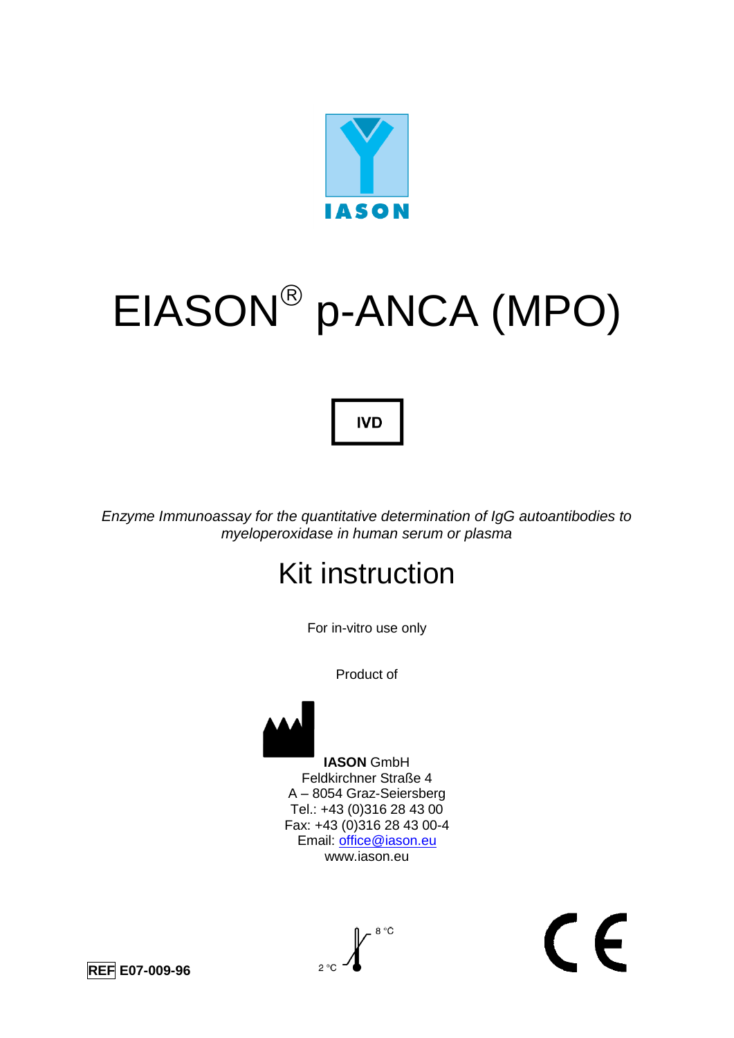IASON

# EIASON® p-ANCA (MPO)

**IVD**

*Enzyme Immunoassay for the quantitative determination of IgG autoantibodies to myeloperoxidase in human serum or plasma*

## Kit instruction

For in-vitro use only

Product of

**IASON** GmbH
Feldkirchner Straße 4
A – 8054 Graz-Seiersberg
Tel.: +43 (0)316 28 43 00
Fax: +43 (0)316 28 43 00-4
Email: office@iason.eu
www.iason.eu

**REF E07-009-96**

2 °C – 8 °C

CE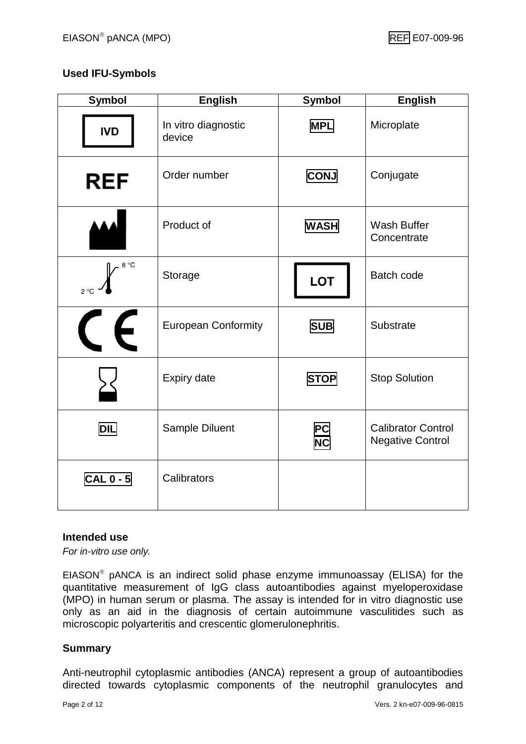## Used IFU-Symbols

| Symbol | English | Symbol | English |
|---|---|---|---|
| IVD | In vitro diagnostic device | MPL | Microplate |
| REF | Order number | CONJ | Conjugate |
| | Product of | WASH | Wash Buffer Concentrate |
| 2 °C – 8 °C | Storage | LOT | Batch code |
| CE | European Conformity | SUB | Substrate |
| | Expiry date | STOP | Stop Solution |
| DIL | Sample Diluent | PC NC | Calibrator Control Negative Control |
| CAL 0 - 5 | Calibrators | | |

## Intended use

*For in-vitro use only.*

EIASON® pANCA is an indirect solid phase enzyme immunoassay (ELISA) for the quantitative measurement of IgG class autoantibodies against myeloperoxidase (MPO) in human serum or plasma. The assay is intended for in vitro diagnostic use only as an aid in the diagnosis of certain autoimmune vasculitides such as microscopic polyarteritis and crescentic glomerulonephritis.

## Summary

Anti-neutrophil cytoplasmic antibodies (ANCA) represent a group of autoantibodies directed towards cytoplasmic components of the neutrophil granulocytes and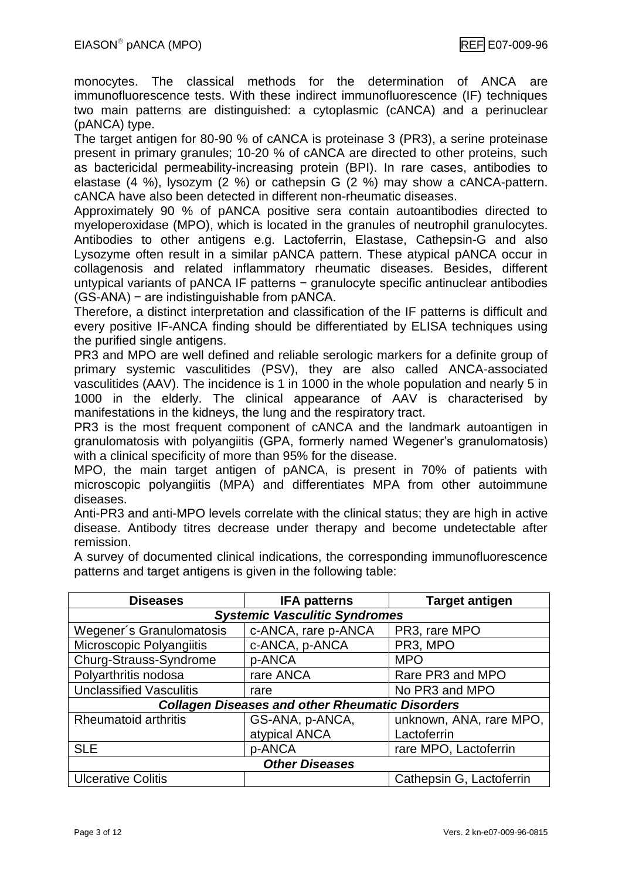monocytes. The classical methods for the determination of ANCA are immunofluorescence tests. With these indirect immunofluorescence (IF) techniques two main patterns are distinguished: a cytoplasmic (cANCA) and a perinuclear (pANCA) type.

The target antigen for 80-90 % of cANCA is proteinase 3 (PR3), a serine proteinase present in primary granules; 10-20 % of cANCA are directed to other proteins, such as bactericidal permeability-increasing protein (BPI). In rare cases, antibodies to elastase (4 %), lysozym (2 %) or cathepsin G (2 %) may show a cANCA-pattern. cANCA have also been detected in different non-rheumatic diseases.

Approximately 90 % of pANCA positive sera contain autoantibodies directed to myeloperoxidase (MPO), which is located in the granules of neutrophil granulocytes. Antibodies to other antigens e.g. Lactoferrin, Elastase, Cathepsin-G and also Lysozyme often result in a similar pANCA pattern. These atypical pANCA occur in collagenosis and related inflammatory rheumatic diseases. Besides, different untypical variants of pANCA IF patterns − granulocyte specific antinuclear antibodies (GS-ANA) − are indistinguishable from pANCA.

Therefore, a distinct interpretation and classification of the IF patterns is difficult and every positive IF-ANCA finding should be differentiated by ELISA techniques using the purified single antigens.

PR3 and MPO are well defined and reliable serologic markers for a definite group of primary systemic vasculitides (PSV), they are also called ANCA-associated vasculitides (AAV). The incidence is 1 in 1000 in the whole population and nearly 5 in 1000 in the elderly. The clinical appearance of AAV is characterised by manifestations in the kidneys, the lung and the respiratory tract.

PR3 is the most frequent component of cANCA and the landmark autoantigen in granulomatosis with polyangiitis (GPA, formerly named Wegener's granulomatosis) with a clinical specificity of more than 95% for the disease.

MPO, the main target antigen of pANCA, is present in 70% of patients with microscopic polyangiitis (MPA) and differentiates MPA from other autoimmune diseases.

Anti-PR3 and anti-MPO levels correlate with the clinical status; they are high in active disease. Antibody titres decrease under therapy and become undetectable after remission.

A survey of documented clinical indications, the corresponding immunofluorescence patterns and target antigens is given in the following table:

| Diseases | IFA patterns | Target antigen |
|---|---|---|
| ***Systemic Vasculitic Syndromes*** | | |
| Wegener´s Granulomatosis | c-ANCA, rare p-ANCA | PR3, rare MPO |
| Microscopic Polyangiitis | c-ANCA, p-ANCA | PR3, MPO |
| Churg-Strauss-Syndrome | p-ANCA | MPO |
| Polyarthritis nodosa | rare ANCA | Rare PR3 and MPO |
| Unclassified Vasculitis | rare | No PR3 and MPO |
| ***Collagen Diseases and other Rheumatic Disorders*** | | |
| Rheumatoid arthritis | GS-ANA, p-ANCA, atypical ANCA | unknown, ANA, rare MPO, Lactoferrin |
| SLE | p-ANCA | rare MPO, Lactoferrin |
| ***Other Diseases*** | | |
| Ulcerative Colitis | | Cathepsin G, Lactoferrin |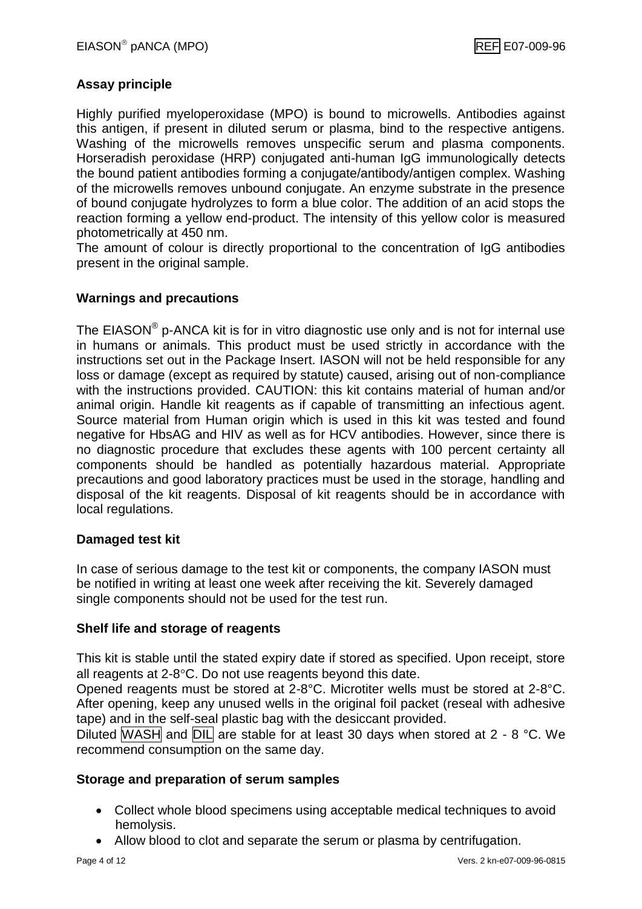## Assay principle

Highly purified myeloperoxidase (MPO) is bound to microwells. Antibodies against this antigen, if present in diluted serum or plasma, bind to the respective antigens. Washing of the microwells removes unspecific serum and plasma components. Horseradish peroxidase (HRP) conjugated anti-human IgG immunologically detects the bound patient antibodies forming a conjugate/antibody/antigen complex. Washing of the microwells removes unbound conjugate. An enzyme substrate in the presence of bound conjugate hydrolyzes to form a blue color. The addition of an acid stops the reaction forming a yellow end-product. The intensity of this yellow color is measured photometrically at 450 nm.
The amount of colour is directly proportional to the concentration of IgG antibodies present in the original sample.

## Warnings and precautions

The EIASON® p-ANCA kit is for in vitro diagnostic use only and is not for internal use in humans or animals. This product must be used strictly in accordance with the instructions set out in the Package Insert. IASON will not be held responsible for any loss or damage (except as required by statute) caused, arising out of non-compliance with the instructions provided. CAUTION: this kit contains material of human and/or animal origin. Handle kit reagents as if capable of transmitting an infectious agent. Source material from Human origin which is used in this kit was tested and found negative for HbsAG and HIV as well as for HCV antibodies. However, since there is no diagnostic procedure that excludes these agents with 100 percent certainty all components should be handled as potentially hazardous material. Appropriate precautions and good laboratory practices must be used in the storage, handling and disposal of the kit reagents. Disposal of kit reagents should be in accordance with local regulations.

## Damaged test kit

In case of serious damage to the test kit or components, the company IASON must be notified in writing at least one week after receiving the kit. Severely damaged single components should not be used for the test run.

## Shelf life and storage of reagents

This kit is stable until the stated expiry date if stored as specified. Upon receipt, store all reagents at 2-8°C. Do not use reagents beyond this date.
Opened reagents must be stored at 2-8°C. Microtiter wells must be stored at 2-8°C. After opening, keep any unused wells in the original foil packet (reseal with adhesive tape) and in the self-seal plastic bag with the desiccant provided.
Diluted WASH and DIL are stable for at least 30 days when stored at 2 - 8 °C. We recommend consumption on the same day.

## Storage and preparation of serum samples

- Collect whole blood specimens using acceptable medical techniques to avoid hemolysis.
- Allow blood to clot and separate the serum or plasma by centrifugation.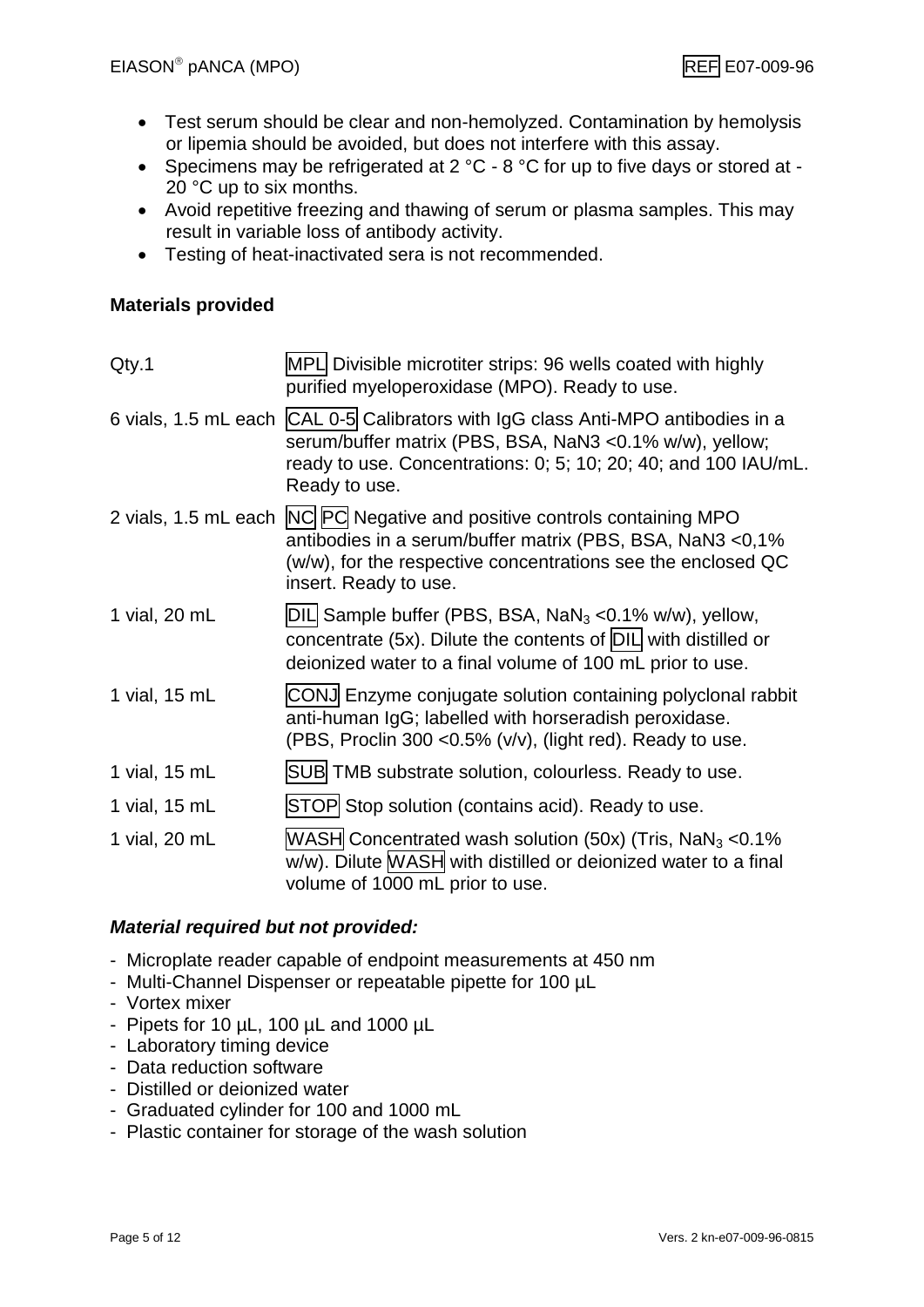- Test serum should be clear and non-hemolyzed. Contamination by hemolysis or lipemia should be avoided, but does not interfere with this assay.
- Specimens may be refrigerated at 2 °C - 8 °C for up to five days or stored at -20 °C up to six months.
- Avoid repetitive freezing and thawing of serum or plasma samples. This may result in variable loss of antibody activity.
- Testing of heat-inactivated sera is not recommended.

**Materials provided**

| | |
|---|---|
| Qty.1 | MPL Divisible microtiter strips: 96 wells coated with highly purified myeloperoxidase (MPO). Ready to use. |
| 6 vials, 1.5 mL each | CAL 0-5 Calibrators with IgG class Anti-MPO antibodies in a serum/buffer matrix (PBS, BSA, NaN3 <0.1% w/w), yellow; ready to use. Concentrations: 0; 5; 10; 20; 40; and 100 IAU/mL. Ready to use. |
| 2 vials, 1.5 mL each | NC PC Negative and positive controls containing MPO antibodies in a serum/buffer matrix (PBS, BSA, NaN3 <0,1% (w/w), for the respective concentrations see the enclosed QC insert. Ready to use. |
| 1 vial, 20 mL | DIL Sample buffer (PBS, BSA, $NaN_3$ <0.1% w/w), yellow, concentrate (5x). Dilute the contents of DIL with distilled or deionized water to a final volume of 100 mL prior to use. |
| 1 vial, 15 mL | CONJ Enzyme conjugate solution containing polyclonal rabbit anti-human IgG; labelled with horseradish peroxidase. (PBS, Proclin 300 <0.5% (v/v), (light red). Ready to use. |
| 1 vial, 15 mL | SUB TMB substrate solution, colourless. Ready to use. |
| 1 vial, 15 mL | STOP Stop solution (contains acid). Ready to use. |
| 1 vial, 20 mL | WASH Concentrated wash solution (50x) (Tris, $NaN_3$ <0.1% w/w). Dilute WASH with distilled or deionized water to a final volume of 1000 mL prior to use. |

***Material required but not provided:***

- Microplate reader capable of endpoint measurements at 450 nm
- Multi-Channel Dispenser or repeatable pipette for 100 µL
- Vortex mixer
- Pipets for 10 µL, 100 µL and 1000 µL
- Laboratory timing device
- Data reduction software
- Distilled or deionized water
- Graduated cylinder for 100 and 1000 mL
- Plastic container for storage of the wash solution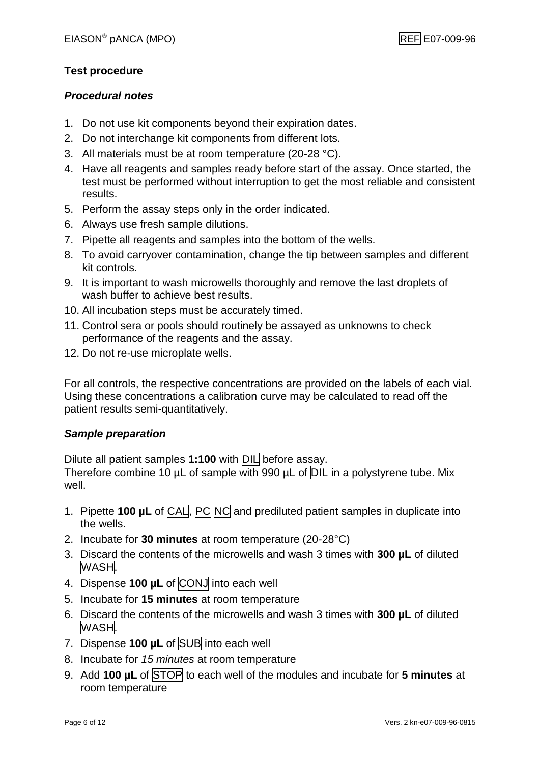## Test procedure

### *Procedural notes*

1. Do not use kit components beyond their expiration dates.
2. Do not interchange kit components from different lots.
3. All materials must be at room temperature (20-28 °C).
4. Have all reagents and samples ready before start of the assay. Once started, the test must be performed without interruption to get the most reliable and consistent results.
5. Perform the assay steps only in the order indicated.
6. Always use fresh sample dilutions.
7. Pipette all reagents and samples into the bottom of the wells.
8. To avoid carryover contamination, change the tip between samples and different kit controls.
9. It is important to wash microwells thoroughly and remove the last droplets of wash buffer to achieve best results.
10. All incubation steps must be accurately timed.
11. Control sera or pools should routinely be assayed as unknowns to check performance of the reagents and the assay.
12. Do not re-use microplate wells.

For all controls, the respective concentrations are provided on the labels of each vial. Using these concentrations a calibration curve may be calculated to read off the patient results semi-quantitatively.

### *Sample preparation*

Dilute all patient samples **1:100** with DIL before assay.
Therefore combine 10 µL of sample with 990 µL of DIL in a polystyrene tube. Mix well.

1. Pipette **100 µL** of CAL, PC NC and prediluted patient samples in duplicate into the wells.
2. Incubate for **30 minutes** at room temperature (20-28°C)
3. Discard the contents of the microwells and wash 3 times with **300 µL** of diluted WASH.
4. Dispense **100 µL** of CONJ into each well
5. Incubate for **15 minutes** at room temperature
6. Discard the contents of the microwells and wash 3 times with **300 µL** of diluted WASH.
7. Dispense **100 µL** of SUB into each well
8. Incubate for *15 minutes* at room temperature
9. Add **100 µL** of STOP to each well of the modules and incubate for **5 minutes** at room temperature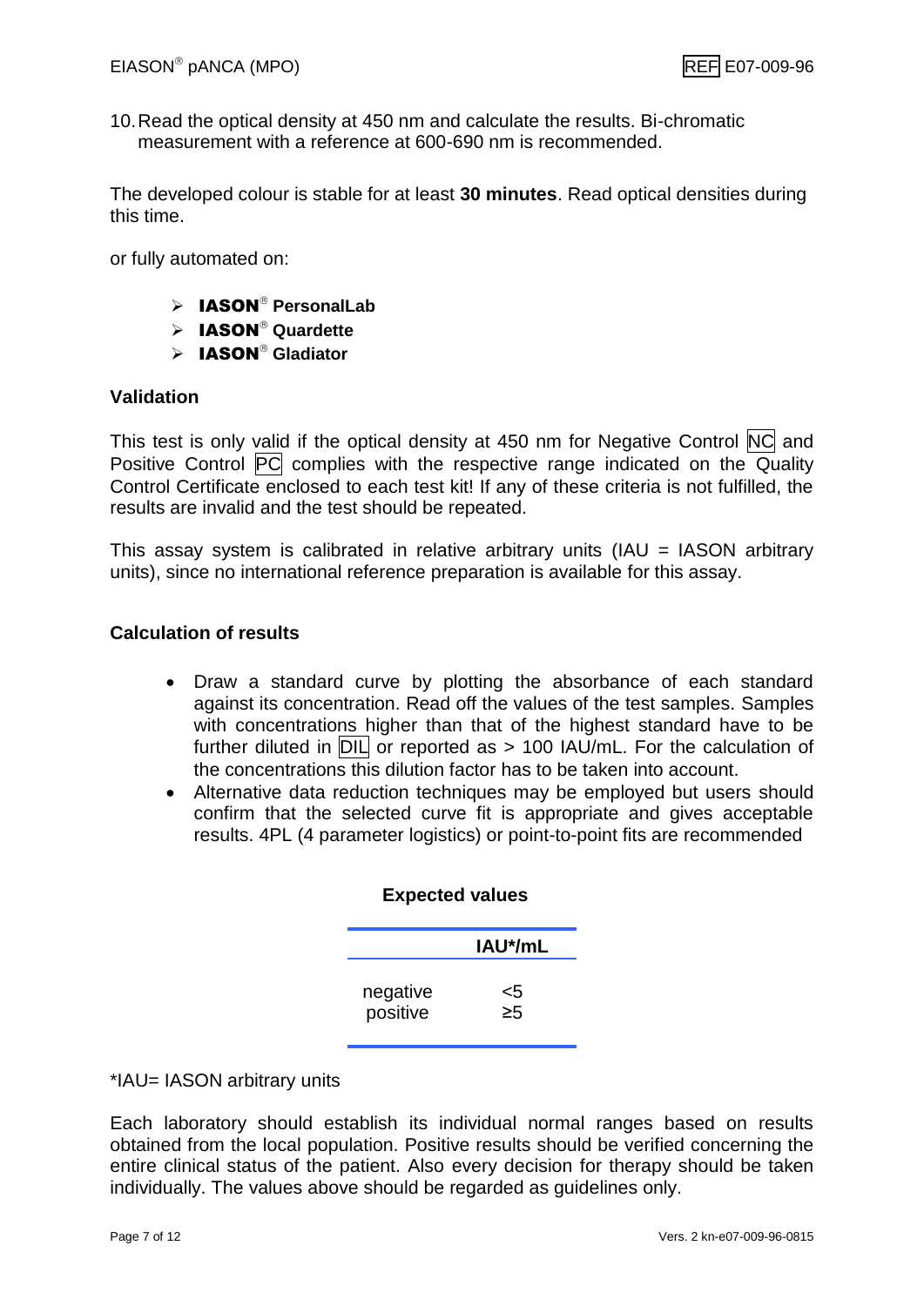10. Read the optical density at 450 nm and calculate the results. Bi-chromatic measurement with a reference at 600-690 nm is recommended.

The developed colour is stable for at least **30 minutes**. Read optical densities during this time.

or fully automated on:

- **IASON® PersonalLab**
- **IASON® Quardette**
- **IASON® Gladiator**

### Validation

This test is only valid if the optical density at 450 nm for Negative Control NC and Positive Control PC complies with the respective range indicated on the Quality Control Certificate enclosed to each test kit! If any of these criteria is not fulfilled, the results are invalid and the test should be repeated.

This assay system is calibrated in relative arbitrary units (IAU = IASON arbitrary units), since no international reference preparation is available for this assay.

### Calculation of results

- Draw a standard curve by plotting the absorbance of each standard against its concentration. Read off the values of the test samples. Samples with concentrations higher than that of the highest standard have to be further diluted in DIL or reported as > 100 IAU/mL. For the calculation of the concentrations this dilution factor has to be taken into account.
- Alternative data reduction techniques may be employed but users should confirm that the selected curve fit is appropriate and gives acceptable results. 4PL (4 parameter logistics) or point-to-point fits are recommended

**Expected values**

| | IAU*/mL |
|---|---|
| negative | <5 |
| positive | ≥5 |

*IAU= IASON arbitrary units

Each laboratory should establish its individual normal ranges based on results obtained from the local population. Positive results should be verified concerning the entire clinical status of the patient. Also every decision for therapy should be taken individually. The values above should be regarded as guidelines only.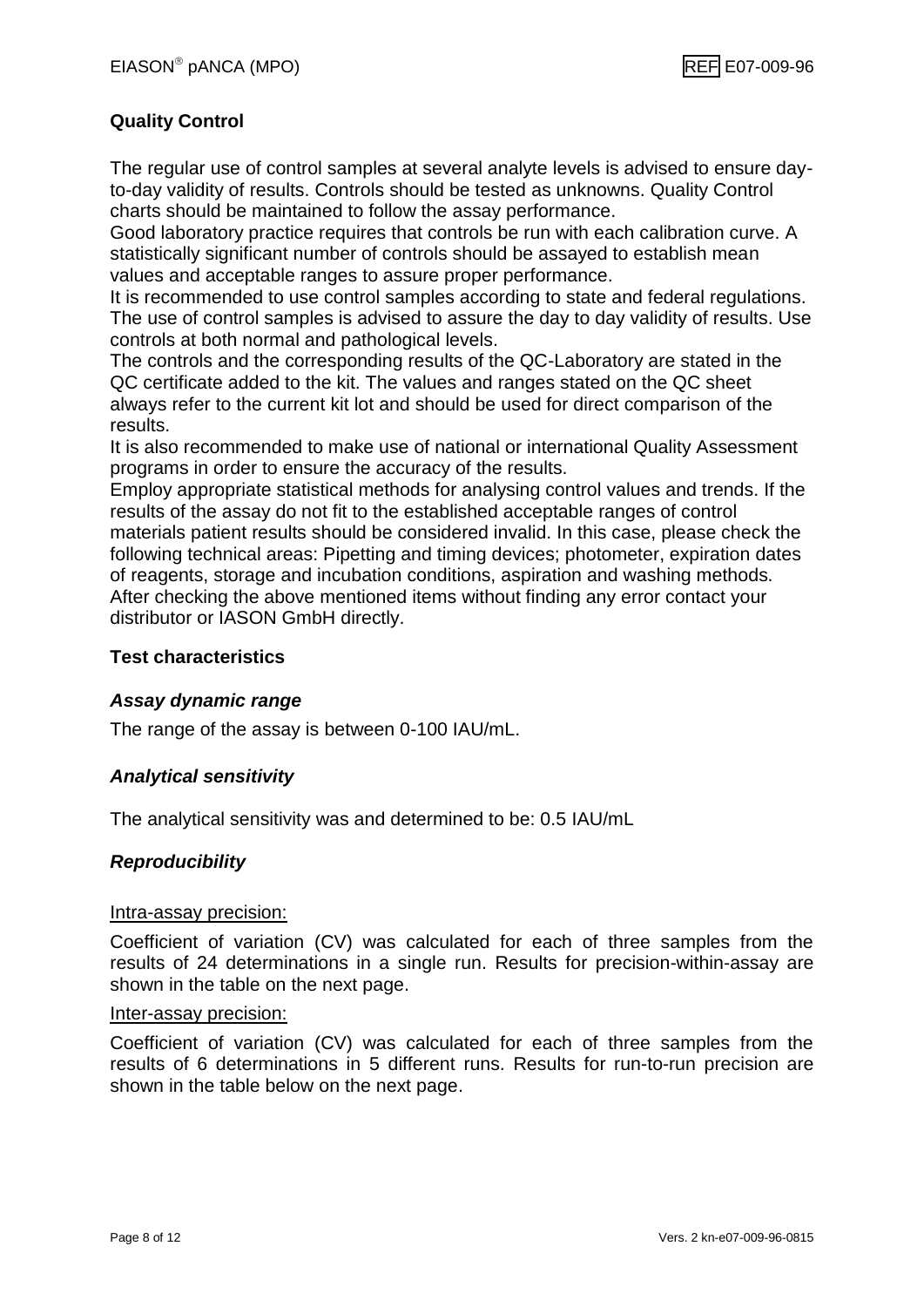## Quality Control

The regular use of control samples at several analyte levels is advised to ensure day-to-day validity of results. Controls should be tested as unknowns. Quality Control charts should be maintained to follow the assay performance.
Good laboratory practice requires that controls be run with each calibration curve. A statistically significant number of controls should be assayed to establish mean values and acceptable ranges to assure proper performance.
It is recommended to use control samples according to state and federal regulations. The use of control samples is advised to assure the day to day validity of results. Use controls at both normal and pathological levels.
The controls and the corresponding results of the QC-Laboratory are stated in the QC certificate added to the kit. The values and ranges stated on the QC sheet always refer to the current kit lot and should be used for direct comparison of the results.
It is also recommended to make use of national or international Quality Assessment programs in order to ensure the accuracy of the results.
Employ appropriate statistical methods for analysing control values and trends. If the results of the assay do not fit to the established acceptable ranges of control materials patient results should be considered invalid. In this case, please check the following technical areas: Pipetting and timing devices; photometer, expiration dates of reagents, storage and incubation conditions, aspiration and washing methods.
After checking the above mentioned items without finding any error contact your distributor or IASON GmbH directly.

## Test characteristics

### *Assay dynamic range*

The range of the assay is between 0-100 IAU/mL.

### *Analytical sensitivity*

The analytical sensitivity was and determined to be: 0.5 IAU/mL

### *Reproducibility*

Intra-assay precision:

Coefficient of variation (CV) was calculated for each of three samples from the results of 24 determinations in a single run. Results for precision-within-assay are shown in the table on the next page.

Inter-assay precision:

Coefficient of variation (CV) was calculated for each of three samples from the results of 6 determinations in 5 different runs. Results for run-to-run precision are shown in the table below on the next page.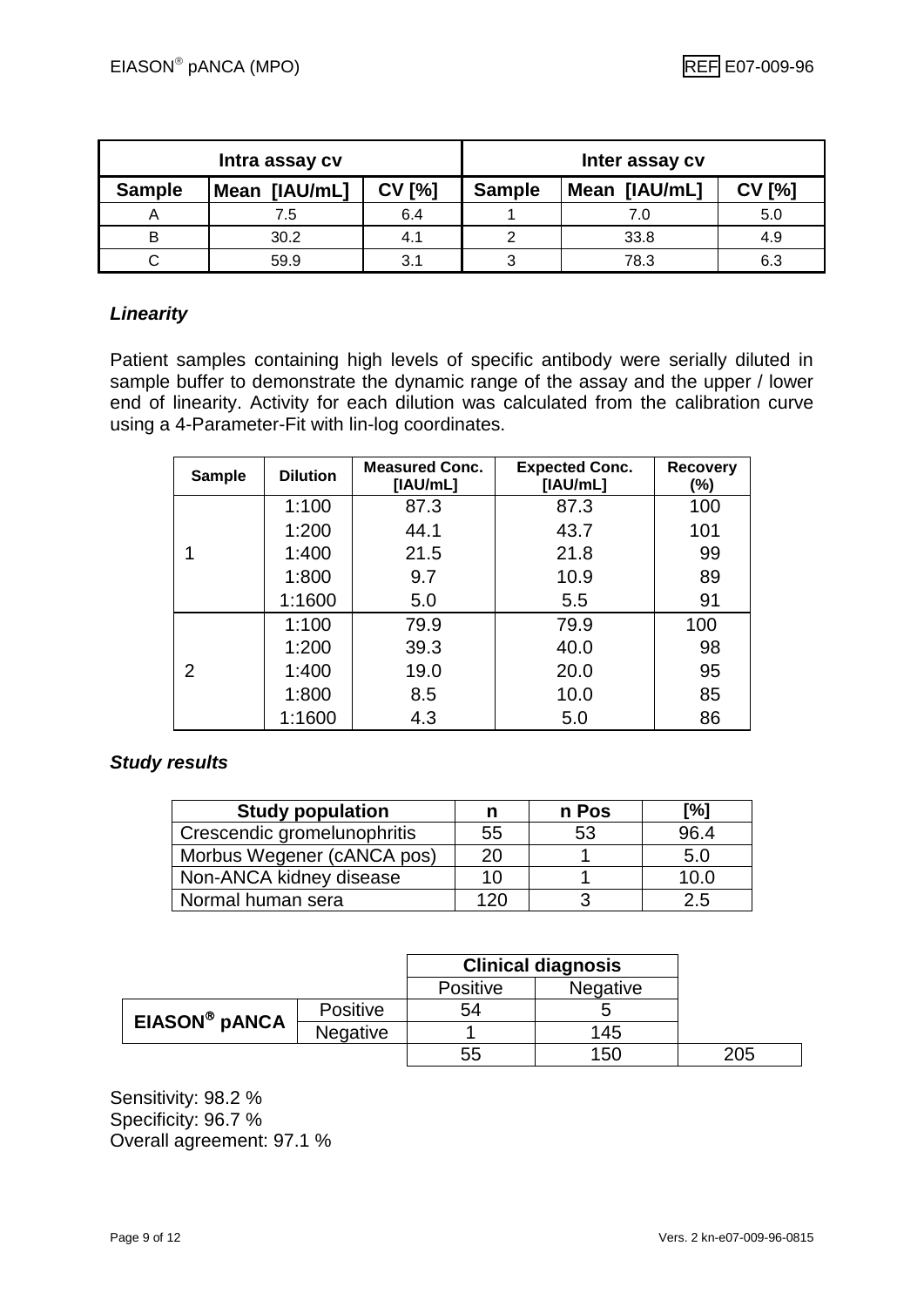| Intra assay cv | | | Inter assay cv | | |
|---|---|---|---|---|---|
| **Sample** | **Mean [IAU/mL]** | **CV [%]** | **Sample** | **Mean [IAU/mL]** | **CV [%]** |
| A | 7.5 | 6.4 | 1 | 7.0 | 5.0 |
| B | 30.2 | 4.1 | 2 | 33.8 | 4.9 |
| C | 59.9 | 3.1 | 3 | 78.3 | 6.3 |

### *Linearity*

Patient samples containing high levels of specific antibody were serially diluted in sample buffer to demonstrate the dynamic range of the assay and the upper / lower end of linearity. Activity for each dilution was calculated from the calibration curve using a 4-Parameter-Fit with lin-log coordinates.

| Sample | Dilution | Measured Conc. [IAU/mL] | Expected Conc. [IAU/mL] | Recovery (%) |
|---|---|---|---|---|
| 1 | 1:100 | 87.3 | 87.3 | 100 |
| | 1:200 | 44.1 | 43.7 | 101 |
| | 1:400 | 21.5 | 21.8 | 99 |
| | 1:800 | 9.7 | 10.9 | 89 |
| | 1:1600 | 5.0 | 5.5 | 91 |
| 2 | 1:100 | 79.9 | 79.9 | 100 |
| | 1:200 | 39.3 | 40.0 | 98 |
| | 1:400 | 19.0 | 20.0 | 95 |
| | 1:800 | 8.5 | 10.0 | 85 |
| | 1:1600 | 4.3 | 5.0 | 86 |

### *Study results*

| Study population | n | n Pos | [%] |
|---|---|---|---|
| Crescendic gromelunophritis | 55 | 53 | 96.4 |
| Morbus Wegener (cANCA pos) | 20 | 1 | 5.0 |
| Non-ANCA kidney disease | 10 | 1 | 10.0 |
| Normal human sera | 120 | 3 | 2.5 |

| | | Clinical diagnosis | | |
|---|---|---|---|---|
| | | Positive | Negative | |
| **EIASON® pANCA** | Positive | 54 | 5 | |
| | Negative | 1 | 145 | |
| | | 55 | 150 | 205 |

Sensitivity: 98.2 %
Specificity: 96.7 %
Overall agreement: 97.1 %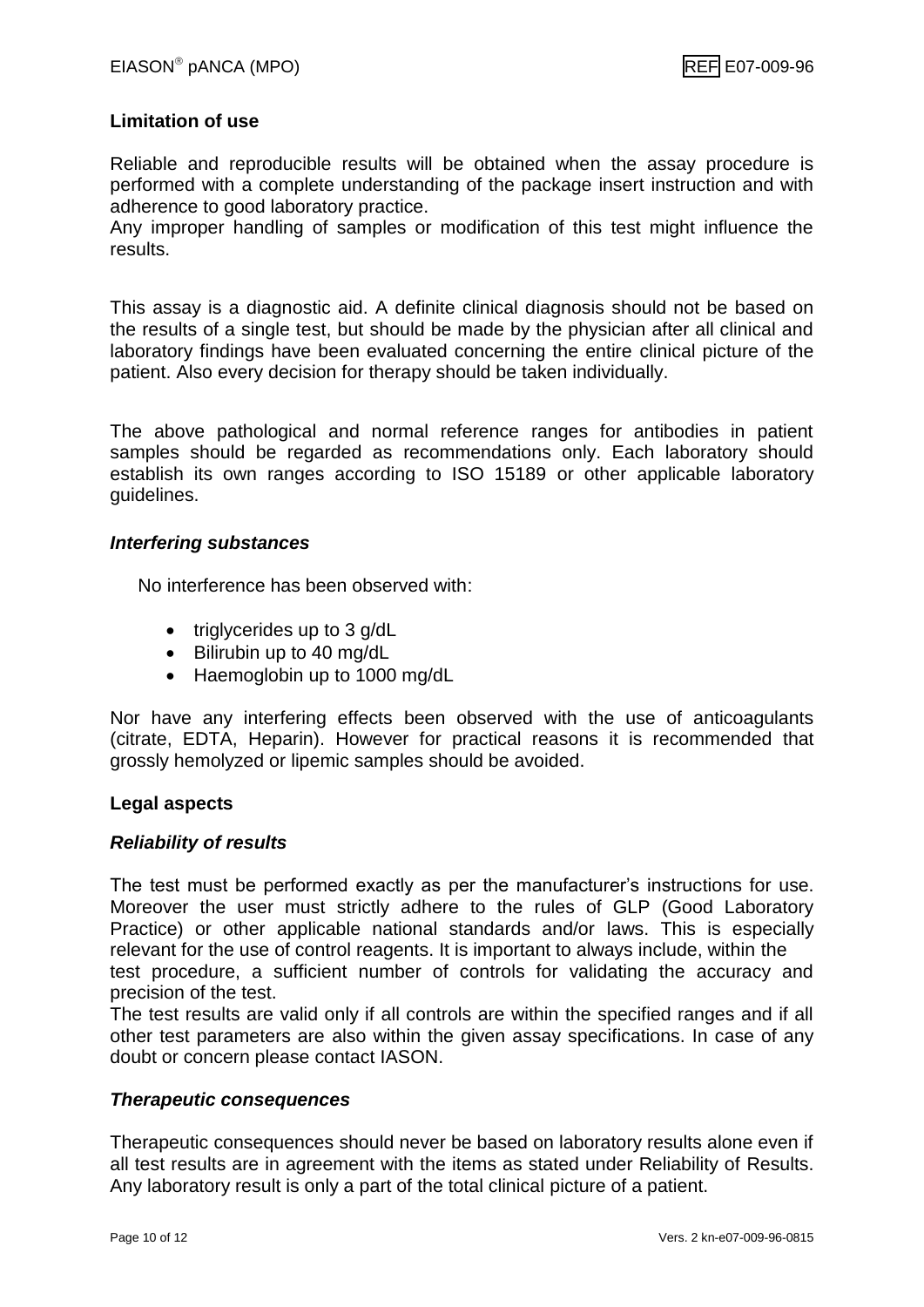## Limitation of use

Reliable and reproducible results will be obtained when the assay procedure is performed with a complete understanding of the package insert instruction and with adherence to good laboratory practice.
Any improper handling of samples or modification of this test might influence the results.

This assay is a diagnostic aid. A definite clinical diagnosis should not be based on the results of a single test, but should be made by the physician after all clinical and laboratory findings have been evaluated concerning the entire clinical picture of the patient. Also every decision for therapy should be taken individually.

The above pathological and normal reference ranges for antibodies in patient samples should be regarded as recommendations only. Each laboratory should establish its own ranges according to ISO 15189 or other applicable laboratory guidelines.

### *Interfering substances*

No interference has been observed with:

- triglycerides up to 3 g/dL
- Bilirubin up to 40 mg/dL
- Haemoglobin up to 1000 mg/dL

Nor have any interfering effects been observed with the use of anticoagulants (citrate, EDTA, Heparin). However for practical reasons it is recommended that grossly hemolyzed or lipemic samples should be avoided.

## Legal aspects

### *Reliability of results*

The test must be performed exactly as per the manufacturer's instructions for use. Moreover the user must strictly adhere to the rules of GLP (Good Laboratory Practice) or other applicable national standards and/or laws. This is especially relevant for the use of control reagents. It is important to always include, within the test procedure, a sufficient number of controls for validating the accuracy and precision of the test.
The test results are valid only if all controls are within the specified ranges and if all other test parameters are also within the given assay specifications. In case of any doubt or concern please contact IASON.

### *Therapeutic consequences*

Therapeutic consequences should never be based on laboratory results alone even if all test results are in agreement with the items as stated under Reliability of Results. Any laboratory result is only a part of the total clinical picture of a patient.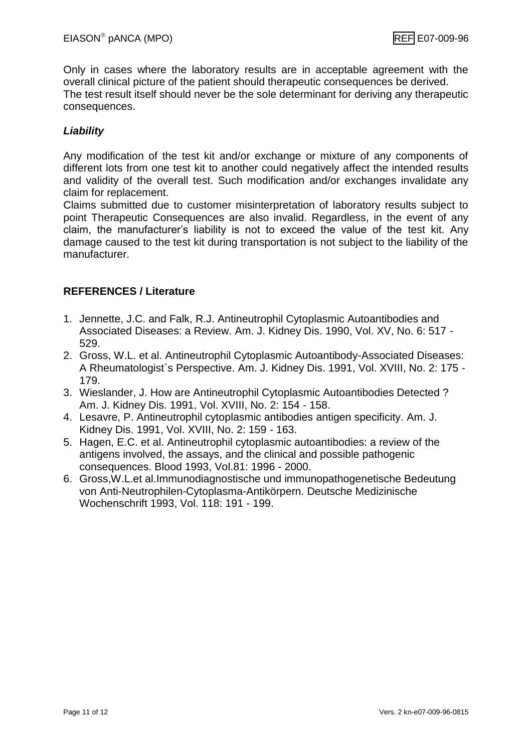Only in cases where the laboratory results are in acceptable agreement with the overall clinical picture of the patient should therapeutic consequences be derived.
The test result itself should never be the sole determinant for deriving any therapeutic consequences.

### *Liability*

Any modification of the test kit and/or exchange or mixture of any components of different lots from one test kit to another could negatively affect the intended results and validity of the overall test. Such modification and/or exchanges invalidate any claim for replacement.
Claims submitted due to customer misinterpretation of laboratory results subject to point Therapeutic Consequences are also invalid. Regardless, in the event of any claim, the manufacturer's liability is not to exceed the value of the test kit. Any damage caused to the test kit during transportation is not subject to the liability of the manufacturer.

## REFERENCES / Literature

1. Jennette, J.C. and Falk, R.J. Antineutrophil Cytoplasmic Autoantibodies and Associated Diseases: a Review. Am. J. Kidney Dis. 1990, Vol. XV, No. 6: 517 - 529.
2. Gross, W.L. et al. Antineutrophil Cytoplasmic Autoantibody-Associated Diseases: A Rheumatologist`s Perspective. Am. J. Kidney Dis. 1991, Vol. XVIII, No. 2: 175 - 179.
3. Wieslander, J. How are Antineutrophil Cytoplasmic Autoantibodies Detected ? Am. J. Kidney Dis. 1991, Vol. XVIII, No. 2: 154 - 158.
4. Lesavre, P. Antineutrophil cytoplasmic antibodies antigen specificity. Am. J. Kidney Dis. 1991, Vol. XVIII, No. 2: 159 - 163.
5. Hagen, E.C. et al. Antineutrophil cytoplasmic autoantibodies: a review of the antigens involved, the assays, and the clinical and possible pathogenic consequences. Blood 1993, Vol.81: 1996 - 2000.
6. Gross,W.L.et al.Immunodiagnostische und immunopathogenetische Bedeutung von Anti-Neutrophilen-Cytoplasma-Antikörpern. Deutsche Medizinische Wochenschrift 1993, Vol. 118: 191 - 199.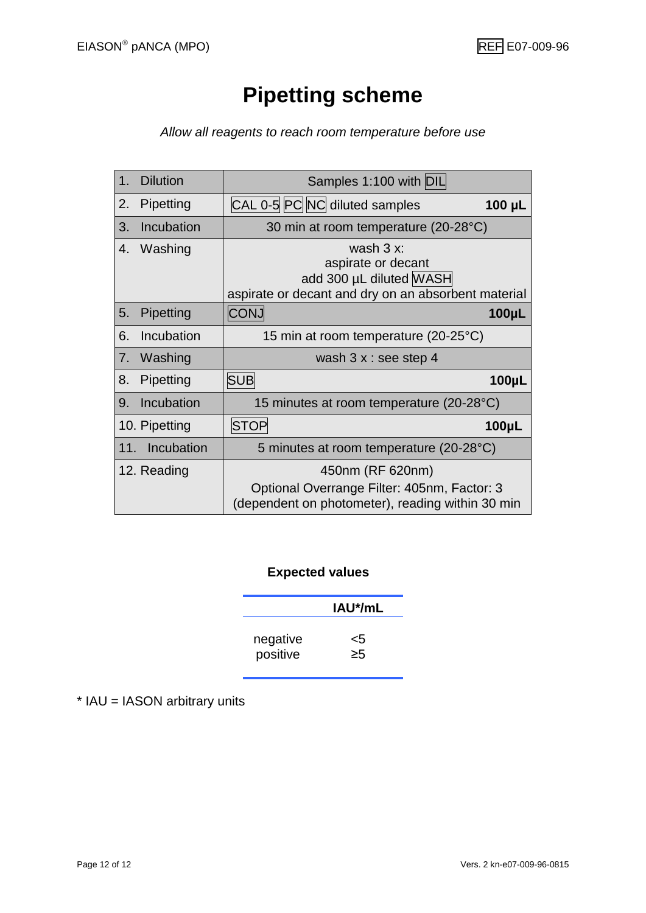# Pipetting scheme

*Allow all reagents to reach room temperature before use*

| | | |
|---|---|---|
| 1. Dilution | Samples 1:100 with DIL | |
| 2. Pipetting | CAL 0-5 PC NC diluted samples | **100 µL** |
| 3. Incubation | 30 min at room temperature (20-28°C) | |
| 4. Washing | wash 3 x:<br>aspirate or decant<br>add 300 µL diluted WASH<br>aspirate or decant and dry on an absorbent material | |
| 5. Pipetting | CONJ | **100µL** |
| 6. Incubation | 15 min at room temperature (20-25°C) | |
| 7. Washing | wash 3 x : see step 4 | |
| 8. Pipetting | SUB | **100µL** |
| 9. Incubation | 15 minutes at room temperature (20-28°C) | |
| 10. Pipetting | STOP | **100µL** |
| 11. Incubation | 5 minutes at room temperature (20-28°C) | |
| 12. Reading | 450nm (RF 620nm)<br>Optional Overrange Filter: 405nm, Factor: 3<br>(dependent on photometer), reading within 30 min | |

**Expected values**

| | **IAU*/mL** |
|---|---|
| negative | <5 |
| positive | ≥5 |

* IAU = IASON arbitrary units